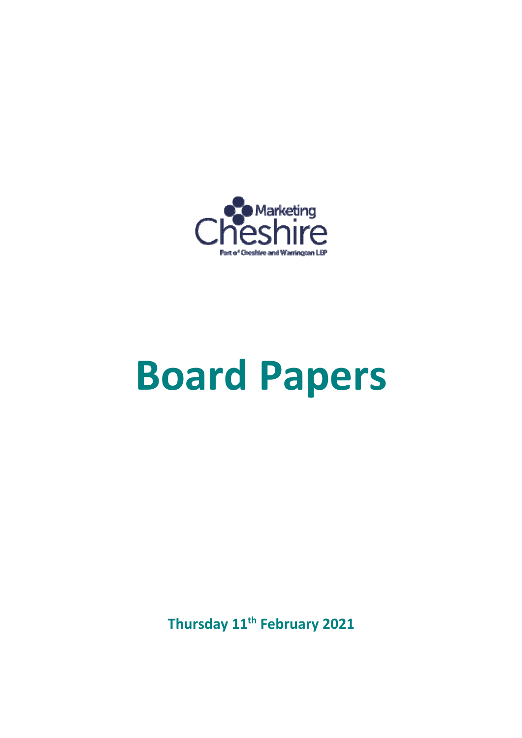Marketing Cheshire

Part of Cheshire and Warrington LEP

# Board Papers

**Thursday 11th February 2021**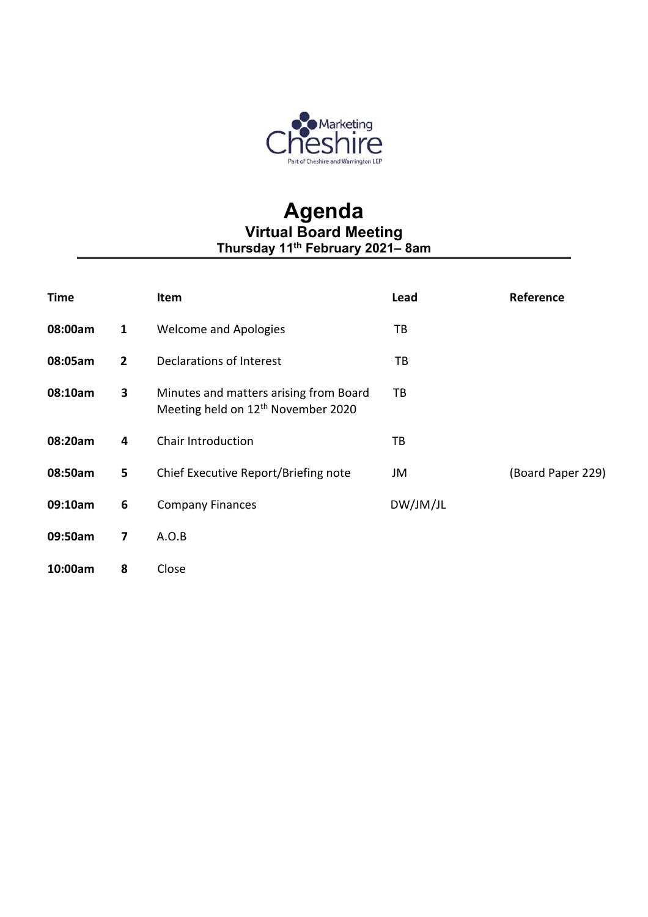# Agenda

## Virtual Board Meeting

### Thursday 11th February 2021– 8am

| Time | | Item | Lead | Reference |
| --- | --- | --- | --- | --- |
| 08:00am | 1 | Welcome and Apologies | TB | |
| 08:05am | 2 | Declarations of Interest | TB | |
| 08:10am | 3 | Minutes and matters arising from Board Meeting held on 12th November 2020 | TB | |
| 08:20am | 4 | Chair Introduction | TB | |
| 08:50am | 5 | Chief Executive Report/Briefing note | JM | (Board Paper 229) |
| 09:10am | 6 | Company Finances | DW/JM/JL | |
| 09:50am | 7 | A.O.B | | |
| 10:00am | 8 | Close | | |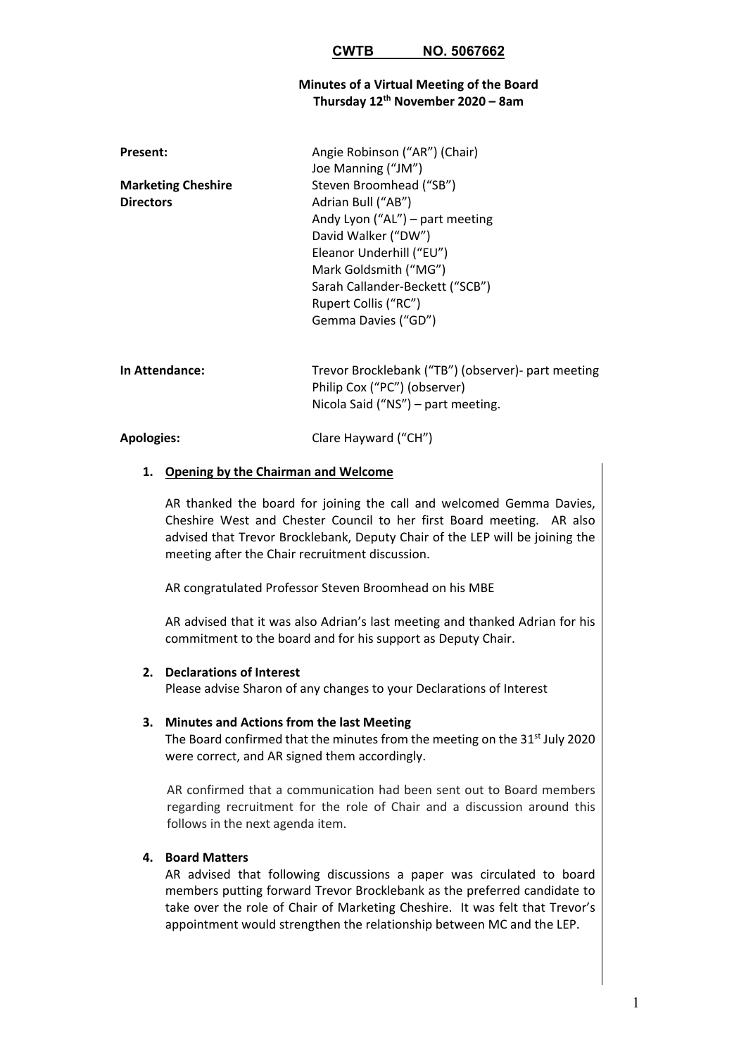**CWTB NO. 5067662**

**Minutes of a Virtual Meeting of the Board**
**Thursday 12th November 2020 – 8am**

| | |
|---|---|
| **Present:** | Angie Robinson ("AR") (Chair) |
| | Joe Manning ("JM") |
| **Marketing Cheshire** | Steven Broomhead ("SB") |
| **Directors** | Adrian Bull ("AB") |
| | Andy Lyon ("AL") – part meeting |
| | David Walker ("DW") |
| | Eleanor Underhill ("EU") |
| | Mark Goldsmith ("MG") |
| | Sarah Callander-Beckett ("SCB") |
| | Rupert Collis ("RC") |
| | Gemma Davies ("GD") |
| **In Attendance:** | Trevor Brocklebank ("TB") (observer)- part meeting |
| | Philip Cox ("PC") (observer) |
| | Nicola Said ("NS") – part meeting. |
| **Apologies:** | Clare Hayward ("CH") |

1. **Opening by the Chairman and Welcome**

   AR thanked the board for joining the call and welcomed Gemma Davies, Cheshire West and Chester Council to her first Board meeting. AR also advised that Trevor Brocklebank, Deputy Chair of the LEP will be joining the meeting after the Chair recruitment discussion.

   AR congratulated Professor Steven Broomhead on his MBE

   AR advised that it was also Adrian's last meeting and thanked Adrian for his commitment to the board and for his support as Deputy Chair.

2. **Declarations of Interest**

   Please advise Sharon of any changes to your Declarations of Interest

3. **Minutes and Actions from the last Meeting**

   The Board confirmed that the minutes from the meeting on the 31st July 2020 were correct, and AR signed them accordingly.

   AR confirmed that a communication had been sent out to Board members regarding recruitment for the role of Chair and a discussion around this follows in the next agenda item.

4. **Board Matters**

   AR advised that following discussions a paper was circulated to board members putting forward Trevor Brocklebank as the preferred candidate to take over the role of Chair of Marketing Cheshire. It was felt that Trevor's appointment would strengthen the relationship between MC and the LEP.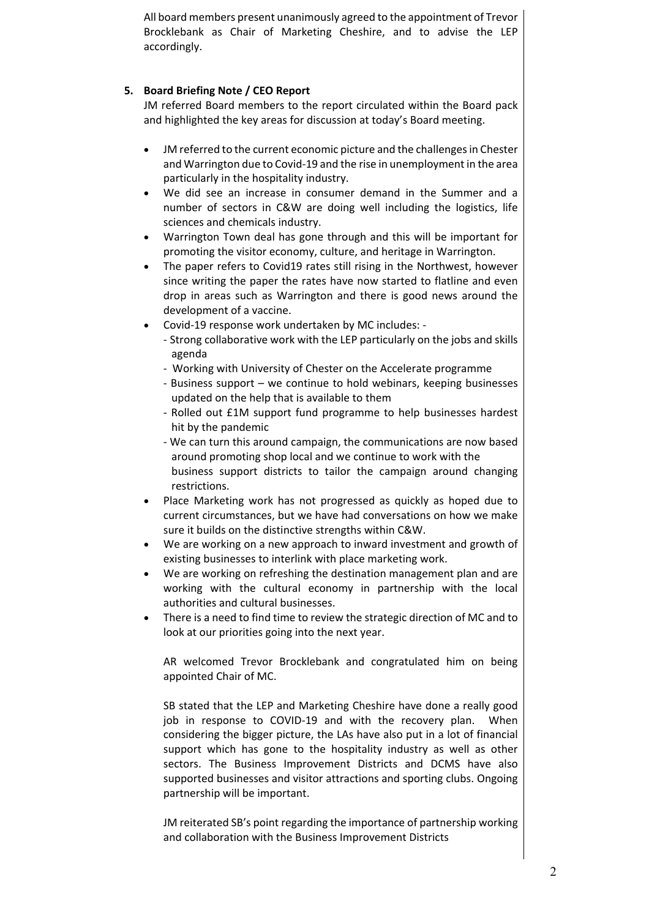All board members present unanimously agreed to the appointment of Trevor Brocklebank as Chair of Marketing Cheshire, and to advise the LEP accordingly.

**5. Board Briefing Note / CEO Report**

JM referred Board members to the report circulated within the Board pack and highlighted the key areas for discussion at today's Board meeting.

- JM referred to the current economic picture and the challenges in Chester and Warrington due to Covid-19 and the rise in unemployment in the area particularly in the hospitality industry.
- We did see an increase in consumer demand in the Summer and a number of sectors in C&W are doing well including the logistics, life sciences and chemicals industry.
- Warrington Town deal has gone through and this will be important for promoting the visitor economy, culture, and heritage in Warrington.
- The paper refers to Covid19 rates still rising in the Northwest, however since writing the paper the rates have now started to flatline and even drop in areas such as Warrington and there is good news around the development of a vaccine.
- Covid-19 response work undertaken by MC includes: -
  - Strong collaborative work with the LEP particularly on the jobs and skills agenda
  - Working with University of Chester on the Accelerate programme
  - Business support – we continue to hold webinars, keeping businesses updated on the help that is available to them
  - Rolled out £1M support fund programme to help businesses hardest hit by the pandemic
  - We can turn this around campaign, the communications are now based around promoting shop local and we continue to work with the business support districts to tailor the campaign around changing restrictions.
- Place Marketing work has not progressed as quickly as hoped due to current circumstances, but we have had conversations on how we make sure it builds on the distinctive strengths within C&W.
- We are working on a new approach to inward investment and growth of existing businesses to interlink with place marketing work.
- We are working on refreshing the destination management plan and are working with the cultural economy in partnership with the local authorities and cultural businesses.
- There is a need to find time to review the strategic direction of MC and to look at our priorities going into the next year.

AR welcomed Trevor Brocklebank and congratulated him on being appointed Chair of MC.

SB stated that the LEP and Marketing Cheshire have done a really good job in response to COVID-19 and with the recovery plan. When considering the bigger picture, the LAs have also put in a lot of financial support which has gone to the hospitality industry as well as other sectors. The Business Improvement Districts and DCMS have also supported businesses and visitor attractions and sporting clubs. Ongoing partnership will be important.

JM reiterated SB's point regarding the importance of partnership working and collaboration with the Business Improvement Districts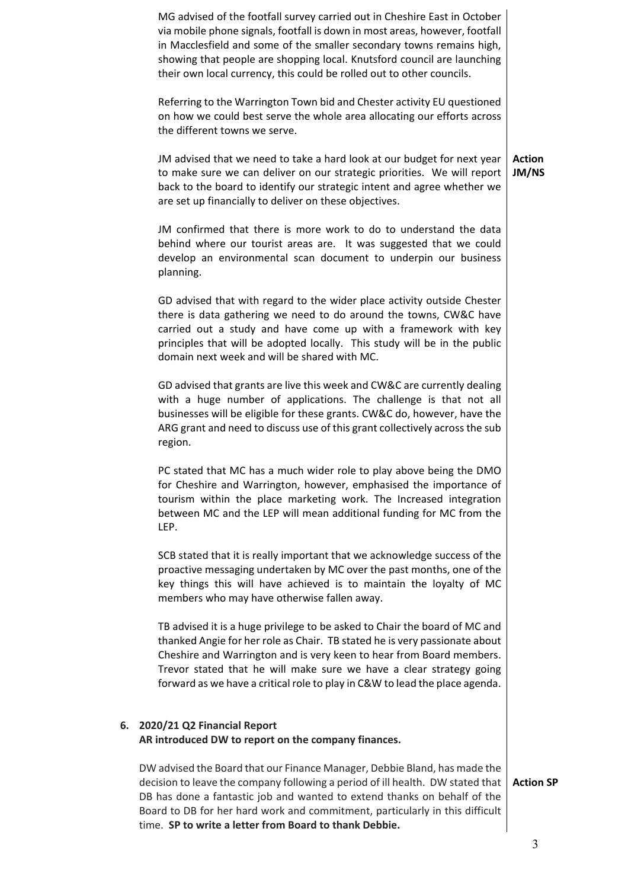MG advised of the footfall survey carried out in Cheshire East in October via mobile phone signals, footfall is down in most areas, however, footfall in Macclesfield and some of the smaller secondary towns remains high, showing that people are shopping local. Knutsford council are launching their own local currency, this could be rolled out to other councils.

Referring to the Warrington Town bid and Chester activity EU questioned on how we could best serve the whole area allocating our efforts across the different towns we serve.

JM advised that we need to take a hard look at our budget for next year to make sure we can deliver on our strategic priorities. We will report back to the board to identify our strategic intent and agree whether we are set up financially to deliver on these objectives. **Action JM/NS**

JM confirmed that there is more work to do to understand the data behind where our tourist areas are. It was suggested that we could develop an environmental scan document to underpin our business planning.

GD advised that with regard to the wider place activity outside Chester there is data gathering we need to do around the towns, CW&C have carried out a study and have come up with a framework with key principles that will be adopted locally. This study will be in the public domain next week and will be shared with MC.

GD advised that grants are live this week and CW&C are currently dealing with a huge number of applications. The challenge is that not all businesses will be eligible for these grants. CW&C do, however, have the ARG grant and need to discuss use of this grant collectively across the sub region.

PC stated that MC has a much wider role to play above being the DMO for Cheshire and Warrington, however, emphasised the importance of tourism within the place marketing work. The Increased integration between MC and the LEP will mean additional funding for MC from the LEP.

SCB stated that it is really important that we acknowledge success of the proactive messaging undertaken by MC over the past months, one of the key things this will have achieved is to maintain the loyalty of MC members who may have otherwise fallen away.

TB advised it is a huge privilege to be asked to Chair the board of MC and thanked Angie for her role as Chair. TB stated he is very passionate about Cheshire and Warrington and is very keen to hear from Board members. Trevor stated that he will make sure we have a clear strategy going forward as we have a critical role to play in C&W to lead the place agenda.

## 6. 2020/21 Q2 Financial Report

**AR introduced DW to report on the company finances.**

DW advised the Board that our Finance Manager, Debbie Bland, has made the decision to leave the company following a period of ill health. DW stated that DB has done a fantastic job and wanted to extend thanks on behalf of the Board to DB for her hard work and commitment, particularly in this difficult time. **SP to write a letter from Board to thank Debbie.** **Action SP**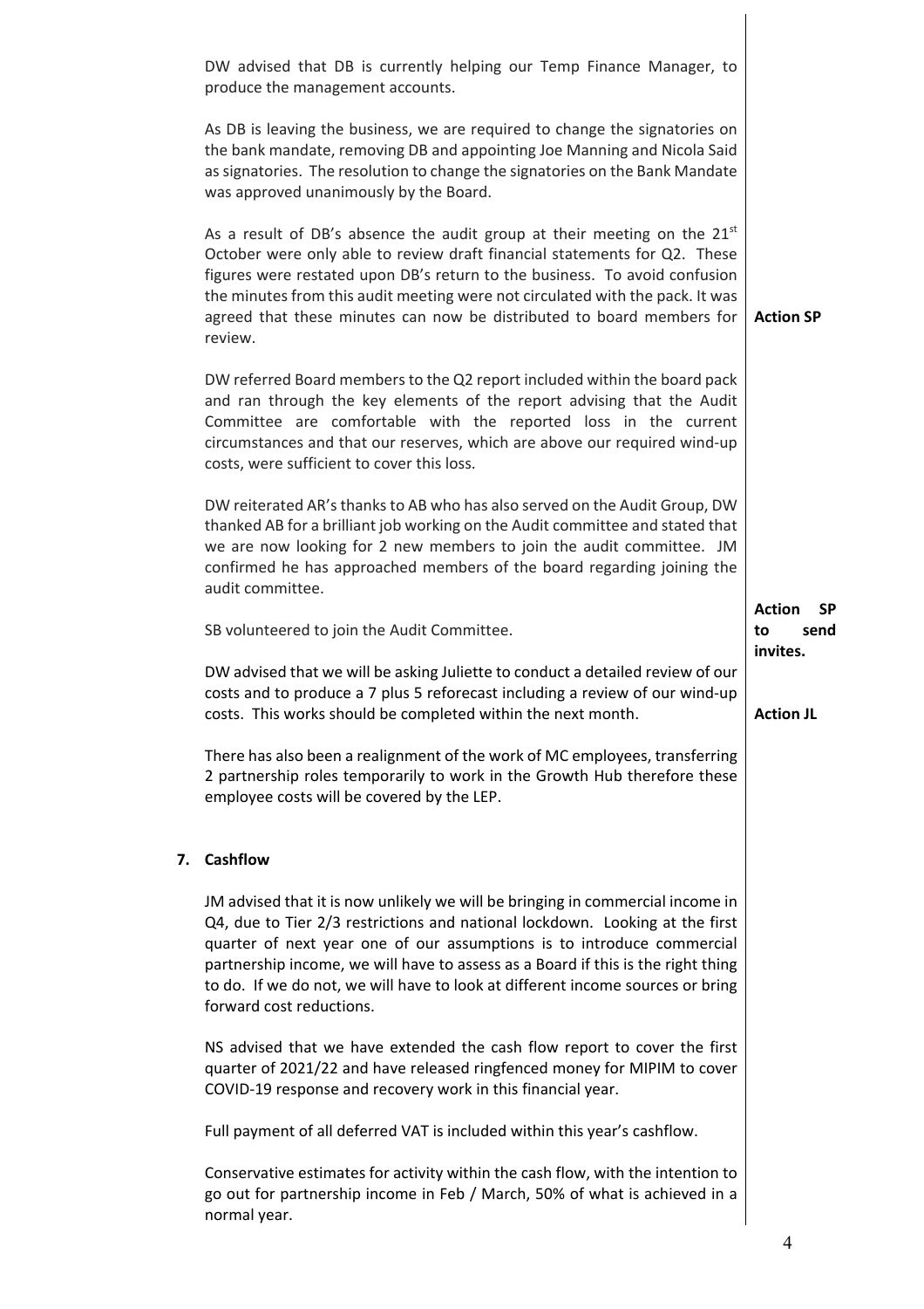DW advised that DB is currently helping our Temp Finance Manager, to produce the management accounts.

As DB is leaving the business, we are required to change the signatories on the bank mandate, removing DB and appointing Joe Manning and Nicola Said as signatories. The resolution to change the signatories on the Bank Mandate was approved unanimously by the Board.

As a result of DB's absence the audit group at their meeting on the 21st October were only able to review draft financial statements for Q2. These figures were restated upon DB's return to the business. To avoid confusion the minutes from this audit meeting were not circulated with the pack. It was agreed that these minutes can now be distributed to board members for review. **Action SP**

DW referred Board members to the Q2 report included within the board pack and ran through the key elements of the report advising that the Audit Committee are comfortable with the reported loss in the current circumstances and that our reserves, which are above our required wind-up costs, were sufficient to cover this loss.

DW reiterated AR's thanks to AB who has also served on the Audit Group, DW thanked AB for a brilliant job working on the Audit committee and stated that we are now looking for 2 new members to join the audit committee. JM confirmed he has approached members of the board regarding joining the audit committee.

SB volunteered to join the Audit Committee. **Action SP to send invites.**

DW advised that we will be asking Juliette to conduct a detailed review of our costs and to produce a 7 plus 5 reforecast including a review of our wind-up costs. This works should be completed within the next month. **Action JL**

There has also been a realignment of the work of MC employees, transferring 2 partnership roles temporarily to work in the Growth Hub therefore these employee costs will be covered by the LEP.

## 7. Cashflow

JM advised that it is now unlikely we will be bringing in commercial income in Q4, due to Tier 2/3 restrictions and national lockdown. Looking at the first quarter of next year one of our assumptions is to introduce commercial partnership income, we will have to assess as a Board if this is the right thing to do. If we do not, we will have to look at different income sources or bring forward cost reductions.

NS advised that we have extended the cash flow report to cover the first quarter of 2021/22 and have released ringfenced money for MIPIM to cover COVID-19 response and recovery work in this financial year.

Full payment of all deferred VAT is included within this year's cashflow.

Conservative estimates for activity within the cash flow, with the intention to go out for partnership income in Feb / March, 50% of what is achieved in a normal year.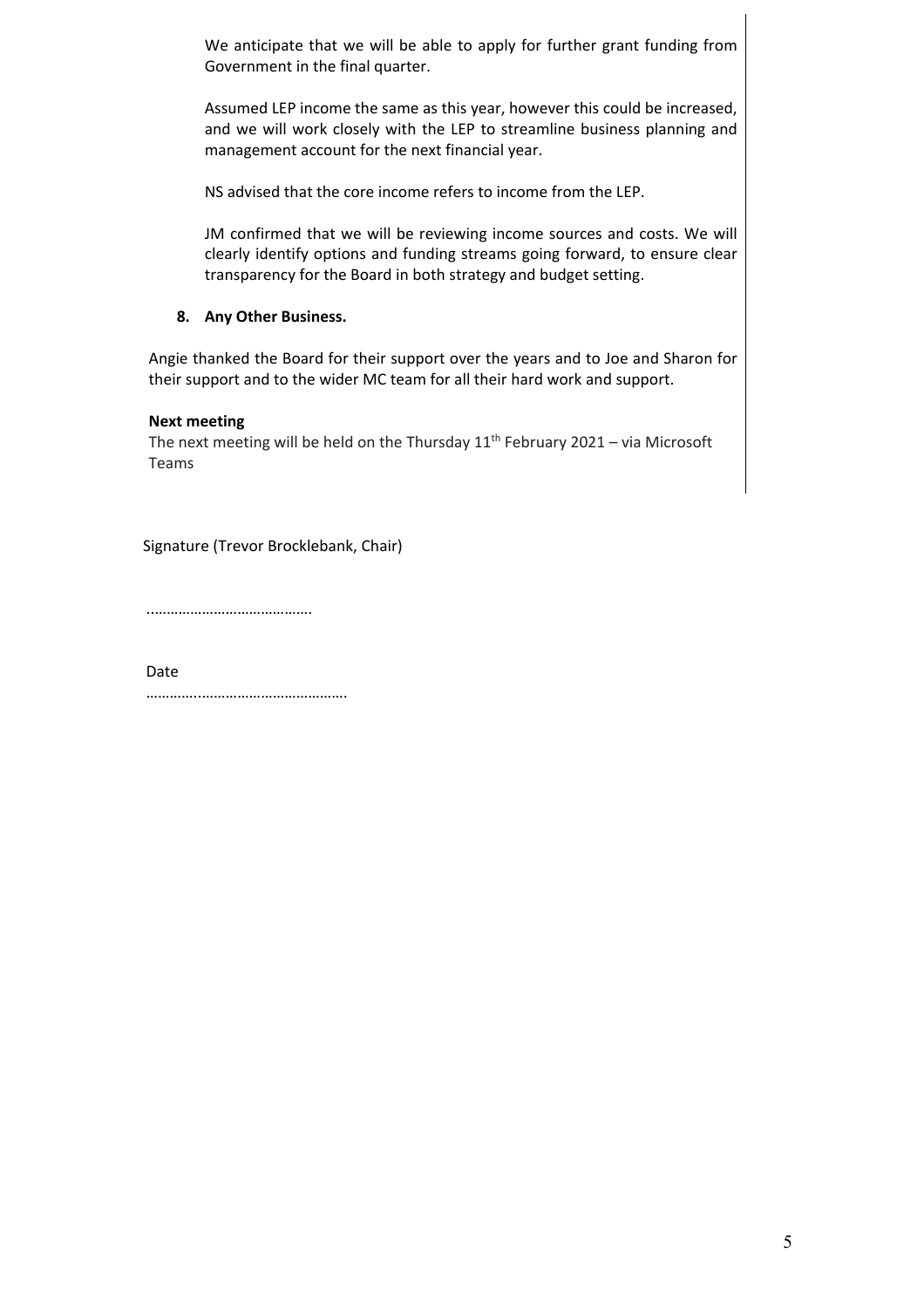We anticipate that we will be able to apply for further grant funding from Government in the final quarter.

Assumed LEP income the same as this year, however this could be increased, and we will work closely with the LEP to streamline business planning and management account for the next financial year.

NS advised that the core income refers to income from the LEP.

JM confirmed that we will be reviewing income sources and costs. We will clearly identify options and funding streams going forward, to ensure clear transparency for the Board in both strategy and budget setting.

**8. Any Other Business.**

Angie thanked the Board for their support over the years and to Joe and Sharon for their support and to the wider MC team for all their hard work and support.

**Next meeting**

The next meeting will be held on the Thursday 11th February 2021 – via Microsoft Teams

Signature (Trevor Brocklebank, Chair)

.......................................

Date

……………..................................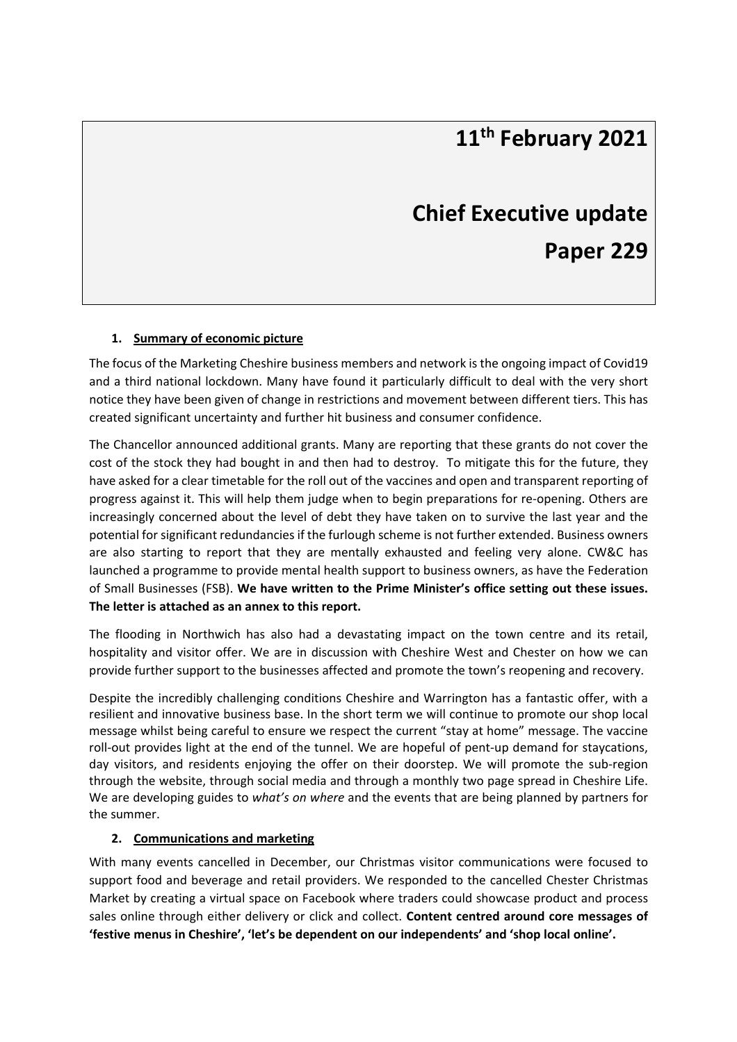# 11th February 2021

# Chief Executive update

# Paper 229

## 1. Summary of economic picture

The focus of the Marketing Cheshire business members and network is the ongoing impact of Covid19 and a third national lockdown. Many have found it particularly difficult to deal with the very short notice they have been given of change in restrictions and movement between different tiers. This has created significant uncertainty and further hit business and consumer confidence.

The Chancellor announced additional grants. Many are reporting that these grants do not cover the cost of the stock they had bought in and then had to destroy. To mitigate this for the future, they have asked for a clear timetable for the roll out of the vaccines and open and transparent reporting of progress against it. This will help them judge when to begin preparations for re-opening. Others are increasingly concerned about the level of debt they have taken on to survive the last year and the potential for significant redundancies if the furlough scheme is not further extended. Business owners are also starting to report that they are mentally exhausted and feeling very alone. CW&C has launched a programme to provide mental health support to business owners, as have the Federation of Small Businesses (FSB). **We have written to the Prime Minister's office setting out these issues. The letter is attached as an annex to this report.**

The flooding in Northwich has also had a devastating impact on the town centre and its retail, hospitality and visitor offer. We are in discussion with Cheshire West and Chester on how we can provide further support to the businesses affected and promote the town's reopening and recovery.

Despite the incredibly challenging conditions Cheshire and Warrington has a fantastic offer, with a resilient and innovative business base. In the short term we will continue to promote our shop local message whilst being careful to ensure we respect the current "stay at home" message. The vaccine roll-out provides light at the end of the tunnel. We are hopeful of pent-up demand for staycations, day visitors, and residents enjoying the offer on their doorstep. We will promote the sub-region through the website, through social media and through a monthly two page spread in Cheshire Life. We are developing guides to *what's on where* and the events that are being planned by partners for the summer.

## 2. Communications and marketing

With many events cancelled in December, our Christmas visitor communications were focused to support food and beverage and retail providers. We responded to the cancelled Chester Christmas Market by creating a virtual space on Facebook where traders could showcase product and process sales online through either delivery or click and collect. **Content centred around core messages of 'festive menus in Cheshire', 'let's be dependent on our independents' and 'shop local online'.**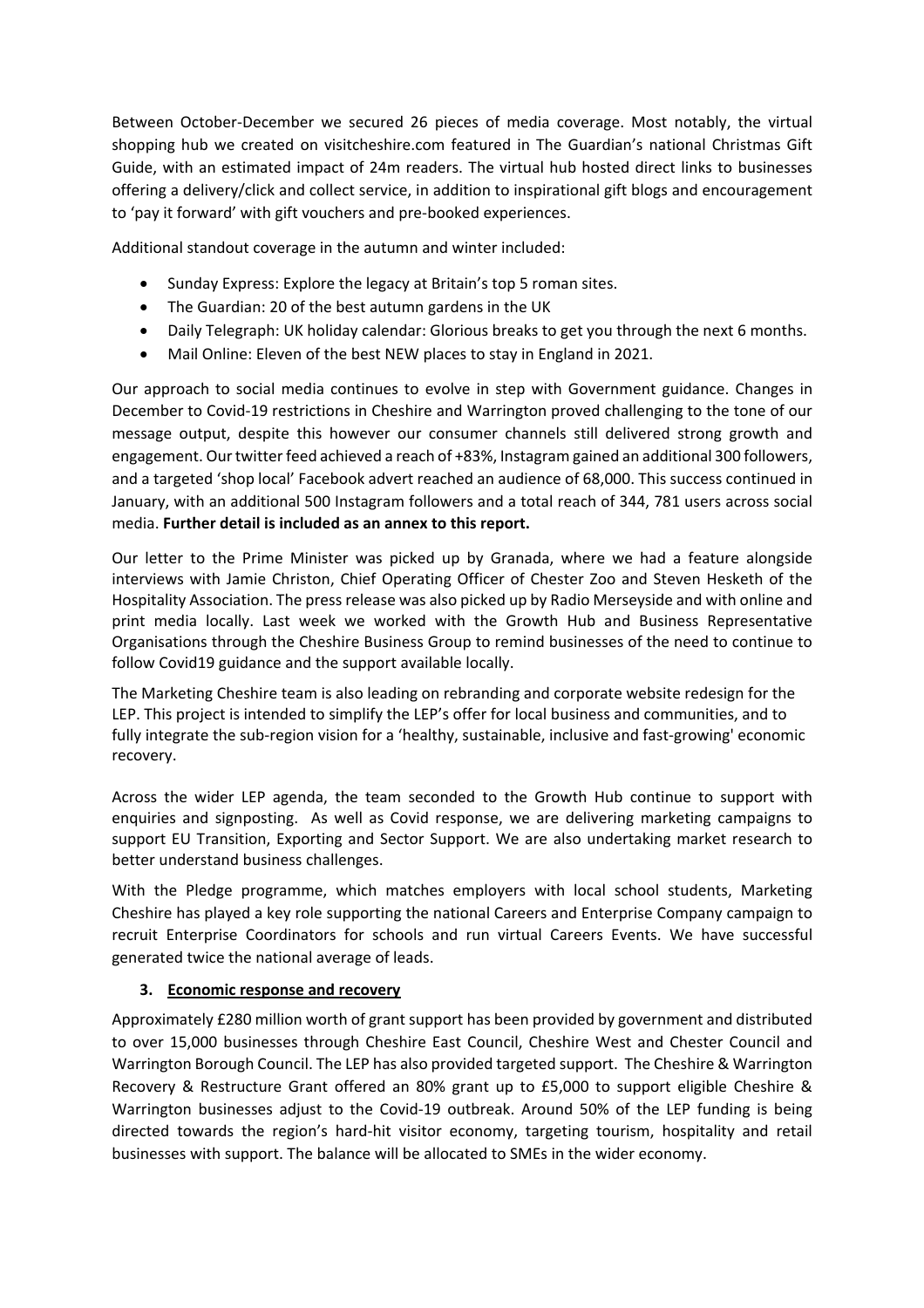Between October-December we secured 26 pieces of media coverage. Most notably, the virtual shopping hub we created on visitcheshire.com featured in The Guardian's national Christmas Gift Guide, with an estimated impact of 24m readers. The virtual hub hosted direct links to businesses offering a delivery/click and collect service, in addition to inspirational gift blogs and encouragement to 'pay it forward' with gift vouchers and pre-booked experiences.

Additional standout coverage in the autumn and winter included:

- Sunday Express: Explore the legacy at Britain's top 5 roman sites.
- The Guardian: 20 of the best autumn gardens in the UK
- Daily Telegraph: UK holiday calendar: Glorious breaks to get you through the next 6 months.
- Mail Online: Eleven of the best NEW places to stay in England in 2021.

Our approach to social media continues to evolve in step with Government guidance. Changes in December to Covid-19 restrictions in Cheshire and Warrington proved challenging to the tone of our message output, despite this however our consumer channels still delivered strong growth and engagement. Our twitter feed achieved a reach of +83%, Instagram gained an additional 300 followers, and a targeted 'shop local' Facebook advert reached an audience of 68,000. This success continued in January, with an additional 500 Instagram followers and a total reach of 344, 781 users across social media. **Further detail is included as an annex to this report.**

Our letter to the Prime Minister was picked up by Granada, where we had a feature alongside interviews with Jamie Christon, Chief Operating Officer of Chester Zoo and Steven Hesketh of the Hospitality Association. The press release was also picked up by Radio Merseyside and with online and print media locally. Last week we worked with the Growth Hub and Business Representative Organisations through the Cheshire Business Group to remind businesses of the need to continue to follow Covid19 guidance and the support available locally.

The Marketing Cheshire team is also leading on rebranding and corporate website redesign for the LEP. This project is intended to simplify the LEP's offer for local business and communities, and to fully integrate the sub-region vision for a 'healthy, sustainable, inclusive and fast-growing' economic recovery.

Across the wider LEP agenda, the team seconded to the Growth Hub continue to support with enquiries and signposting. As well as Covid response, we are delivering marketing campaigns to support EU Transition, Exporting and Sector Support. We are also undertaking market research to better understand business challenges.

With the Pledge programme, which matches employers with local school students, Marketing Cheshire has played a key role supporting the national Careers and Enterprise Company campaign to recruit Enterprise Coordinators for schools and run virtual Careers Events. We have successful generated twice the national average of leads.

### 3. Economic response and recovery

Approximately £280 million worth of grant support has been provided by government and distributed to over 15,000 businesses through Cheshire East Council, Cheshire West and Chester Council and Warrington Borough Council. The LEP has also provided targeted support. The Cheshire & Warrington Recovery & Restructure Grant offered an 80% grant up to £5,000 to support eligible Cheshire & Warrington businesses adjust to the Covid-19 outbreak. Around 50% of the LEP funding is being directed towards the region's hard-hit visitor economy, targeting tourism, hospitality and retail businesses with support. The balance will be allocated to SMEs in the wider economy.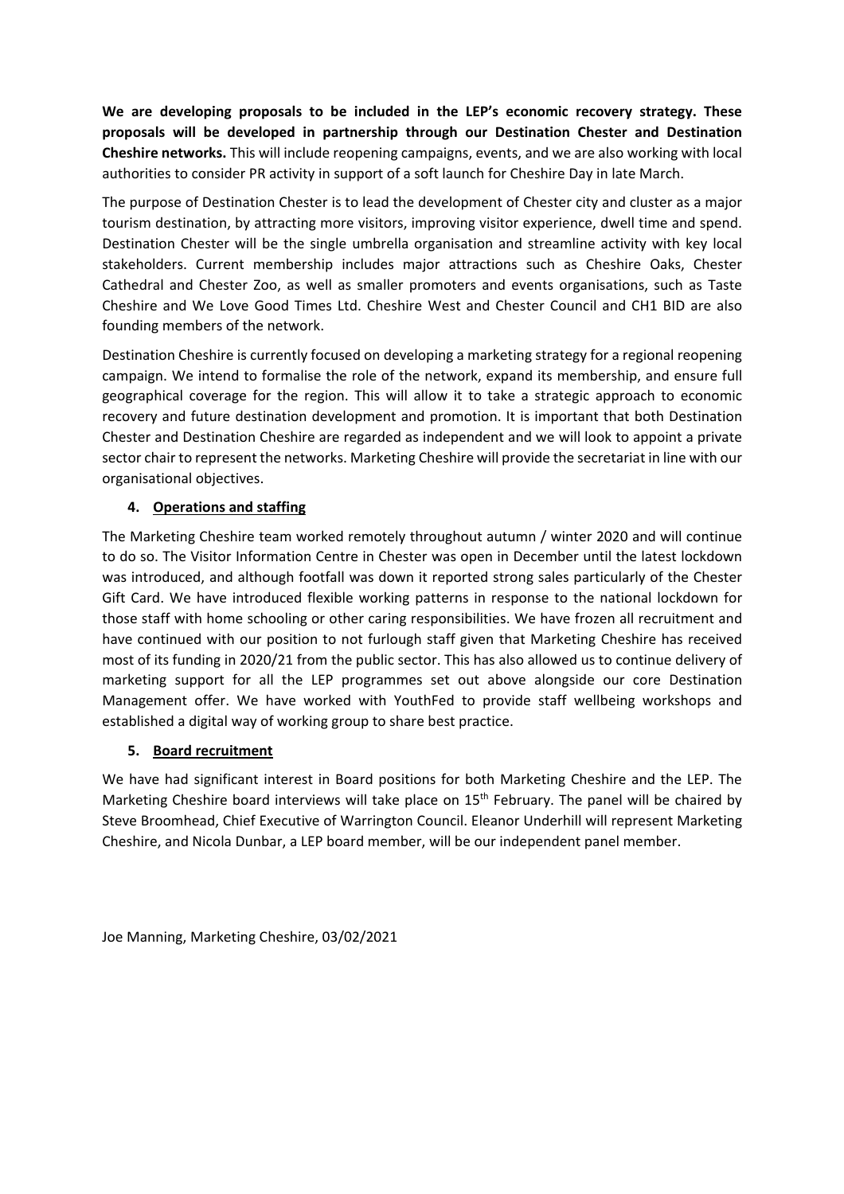**We are developing proposals to be included in the LEP's economic recovery strategy. These proposals will be developed in partnership through our Destination Chester and Destination Cheshire networks.** This will include reopening campaigns, events, and we are also working with local authorities to consider PR activity in support of a soft launch for Cheshire Day in late March.

The purpose of Destination Chester is to lead the development of Chester city and cluster as a major tourism destination, by attracting more visitors, improving visitor experience, dwell time and spend. Destination Chester will be the single umbrella organisation and streamline activity with key local stakeholders. Current membership includes major attractions such as Cheshire Oaks, Chester Cathedral and Chester Zoo, as well as smaller promoters and events organisations, such as Taste Cheshire and We Love Good Times Ltd. Cheshire West and Chester Council and CH1 BID are also founding members of the network.

Destination Cheshire is currently focused on developing a marketing strategy for a regional reopening campaign. We intend to formalise the role of the network, expand its membership, and ensure full geographical coverage for the region. This will allow it to take a strategic approach to economic recovery and future destination development and promotion. It is important that both Destination Chester and Destination Cheshire are regarded as independent and we will look to appoint a private sector chair to represent the networks. Marketing Cheshire will provide the secretariat in line with our organisational objectives.

## 4. Operations and staffing

The Marketing Cheshire team worked remotely throughout autumn / winter 2020 and will continue to do so. The Visitor Information Centre in Chester was open in December until the latest lockdown was introduced, and although footfall was down it reported strong sales particularly of the Chester Gift Card. We have introduced flexible working patterns in response to the national lockdown for those staff with home schooling or other caring responsibilities. We have frozen all recruitment and have continued with our position to not furlough staff given that Marketing Cheshire has received most of its funding in 2020/21 from the public sector. This has also allowed us to continue delivery of marketing support for all the LEP programmes set out above alongside our core Destination Management offer. We have worked with YouthFed to provide staff wellbeing workshops and established a digital way of working group to share best practice.

## 5. Board recruitment

We have had significant interest in Board positions for both Marketing Cheshire and the LEP. The Marketing Cheshire board interviews will take place on 15th February. The panel will be chaired by Steve Broomhead, Chief Executive of Warrington Council. Eleanor Underhill will represent Marketing Cheshire, and Nicola Dunbar, a LEP board member, will be our independent panel member.

Joe Manning, Marketing Cheshire, 03/02/2021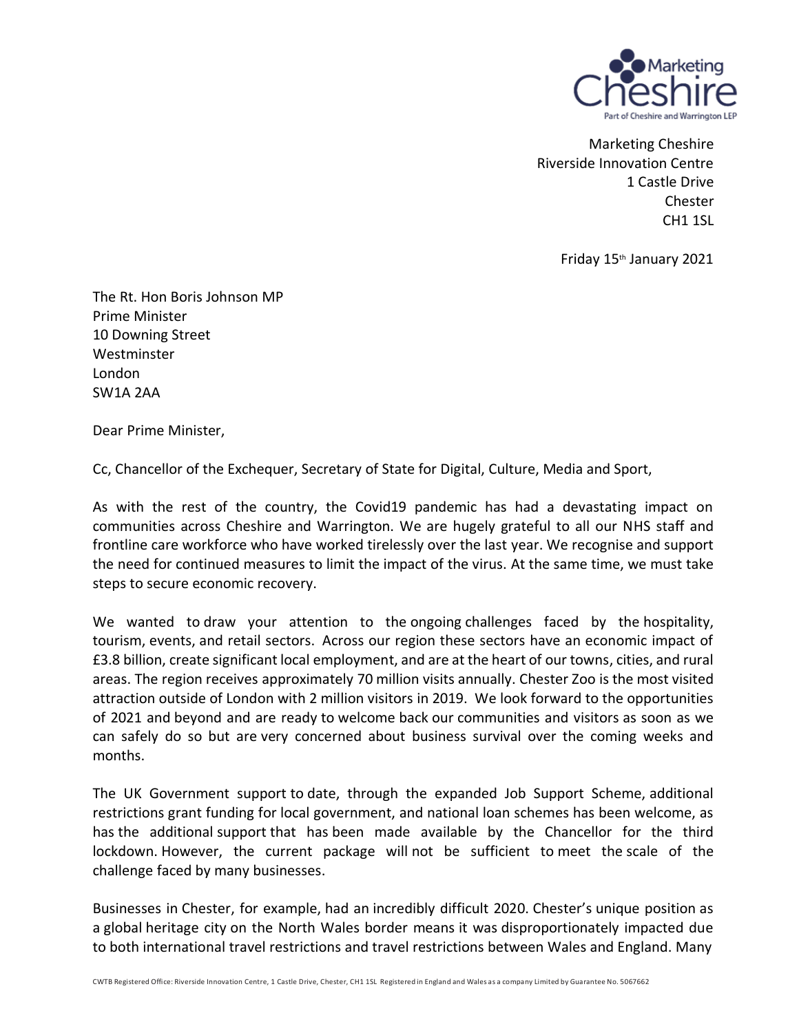Marketing Cheshire
Part of Cheshire and Warrington LEP

Marketing Cheshire
Riverside Innovation Centre
1 Castle Drive
Chester
CH1 1SL

Friday 15th January 2021

The Rt. Hon Boris Johnson MP
Prime Minister
10 Downing Street
Westminster
London
SW1A 2AA

Dear Prime Minister,

Cc, Chancellor of the Exchequer, Secretary of State for Digital, Culture, Media and Sport,

As with the rest of the country, the Covid19 pandemic has had a devastating impact on communities across Cheshire and Warrington. We are hugely grateful to all our NHS staff and frontline care workforce who have worked tirelessly over the last year. We recognise and support the need for continued measures to limit the impact of the virus. At the same time, we must take steps to secure economic recovery.

We wanted to draw your attention to the ongoing challenges faced by the hospitality, tourism, events, and retail sectors. Across our region these sectors have an economic impact of £3.8 billion, create significant local employment, and are at the heart of our towns, cities, and rural areas. The region receives approximately 70 million visits annually. Chester Zoo is the most visited attraction outside of London with 2 million visitors in 2019. We look forward to the opportunities of 2021 and beyond and are ready to welcome back our communities and visitors as soon as we can safely do so but are very concerned about business survival over the coming weeks and months.

The UK Government support to date, through the expanded Job Support Scheme, additional restrictions grant funding for local government, and national loan schemes has been welcome, as has the additional support that has been made available by the Chancellor for the third lockdown. However, the current package will not be sufficient to meet the scale of the challenge faced by many businesses.

Businesses in Chester, for example, had an incredibly difficult 2020. Chester's unique position as a global heritage city on the North Wales border means it was disproportionately impacted due to both international travel restrictions and travel restrictions between Wales and England. Many

CWTB Registered Office: Riverside Innovation Centre, 1 Castle Drive, Chester, CH1 1SL Registered in England and Wales as a company Limited by Guarantee No. 5067662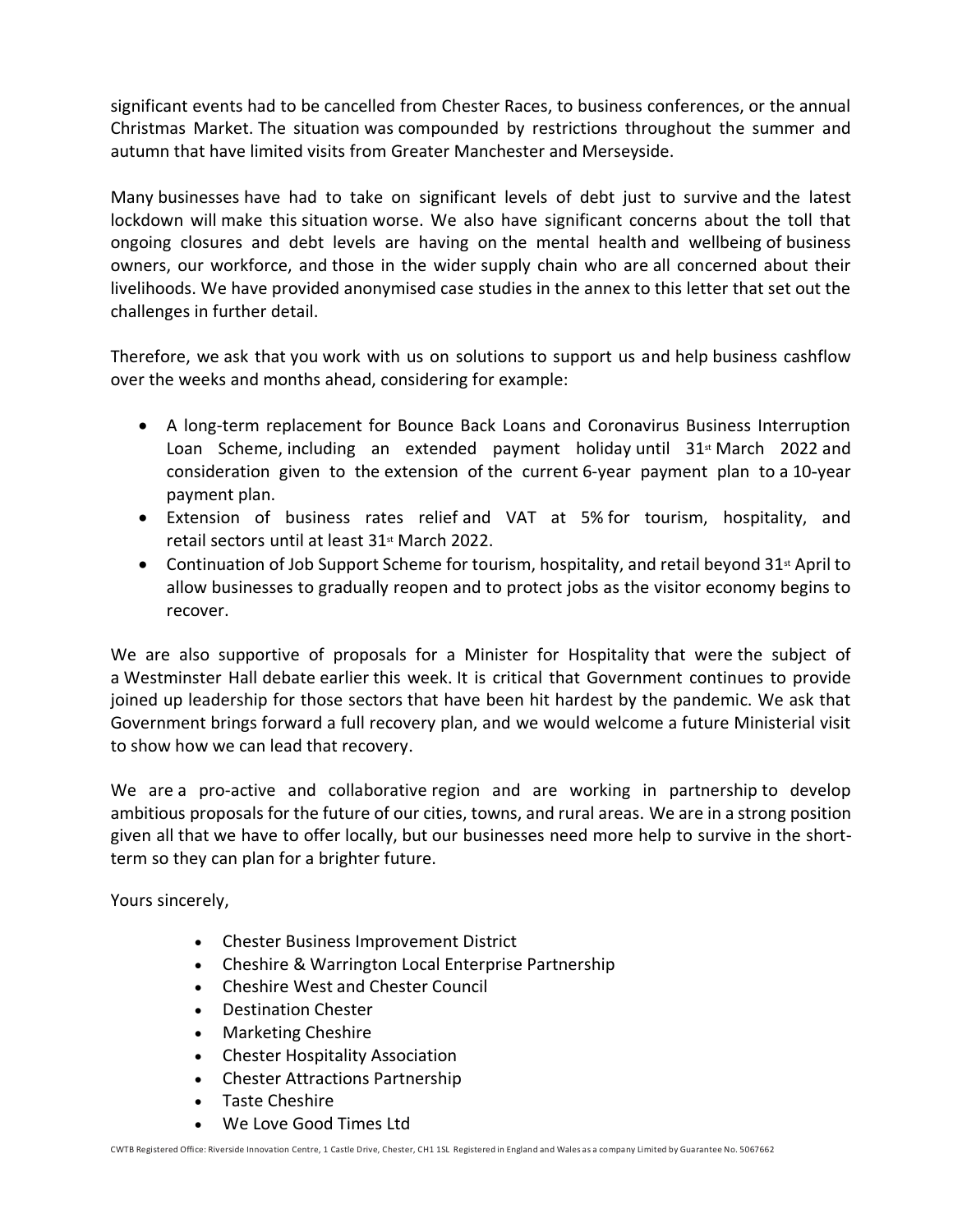significant events had to be cancelled from Chester Races, to business conferences, or the annual Christmas Market. The situation was compounded by restrictions throughout the summer and autumn that have limited visits from Greater Manchester and Merseyside.

Many businesses have had to take on significant levels of debt just to survive and the latest lockdown will make this situation worse. We also have significant concerns about the toll that ongoing closures and debt levels are having on the mental health and wellbeing of business owners, our workforce, and those in the wider supply chain who are all concerned about their livelihoods. We have provided anonymised case studies in the annex to this letter that set out the challenges in further detail.

Therefore, we ask that you work with us on solutions to support us and help business cashflow over the weeks and months ahead, considering for example:

- A long-term replacement for Bounce Back Loans and Coronavirus Business Interruption Loan Scheme, including an extended payment holiday until 31st March 2022 and consideration given to the extension of the current 6-year payment plan to a 10-year payment plan.
- Extension of business rates relief and VAT at 5% for tourism, hospitality, and retail sectors until at least 31st March 2022.
- Continuation of Job Support Scheme for tourism, hospitality, and retail beyond 31st April to allow businesses to gradually reopen and to protect jobs as the visitor economy begins to recover.

We are also supportive of proposals for a Minister for Hospitality that were the subject of a Westminster Hall debate earlier this week. It is critical that Government continues to provide joined up leadership for those sectors that have been hit hardest by the pandemic. We ask that Government brings forward a full recovery plan, and we would welcome a future Ministerial visit to show how we can lead that recovery.

We are a pro-active and collaborative region and are working in partnership to develop ambitious proposals for the future of our cities, towns, and rural areas. We are in a strong position given all that we have to offer locally, but our businesses need more help to survive in the short-term so they can plan for a brighter future.

Yours sincerely,

- Chester Business Improvement District
- Cheshire & Warrington Local Enterprise Partnership
- Cheshire West and Chester Council
- Destination Chester
- Marketing Cheshire
- Chester Hospitality Association
- Chester Attractions Partnership
- Taste Cheshire
- We Love Good Times Ltd

CWTB Registered Office: Riverside Innovation Centre, 1 Castle Drive, Chester, CH1 1SL Registered in England and Wales as a company Limited by Guarantee No. 5067662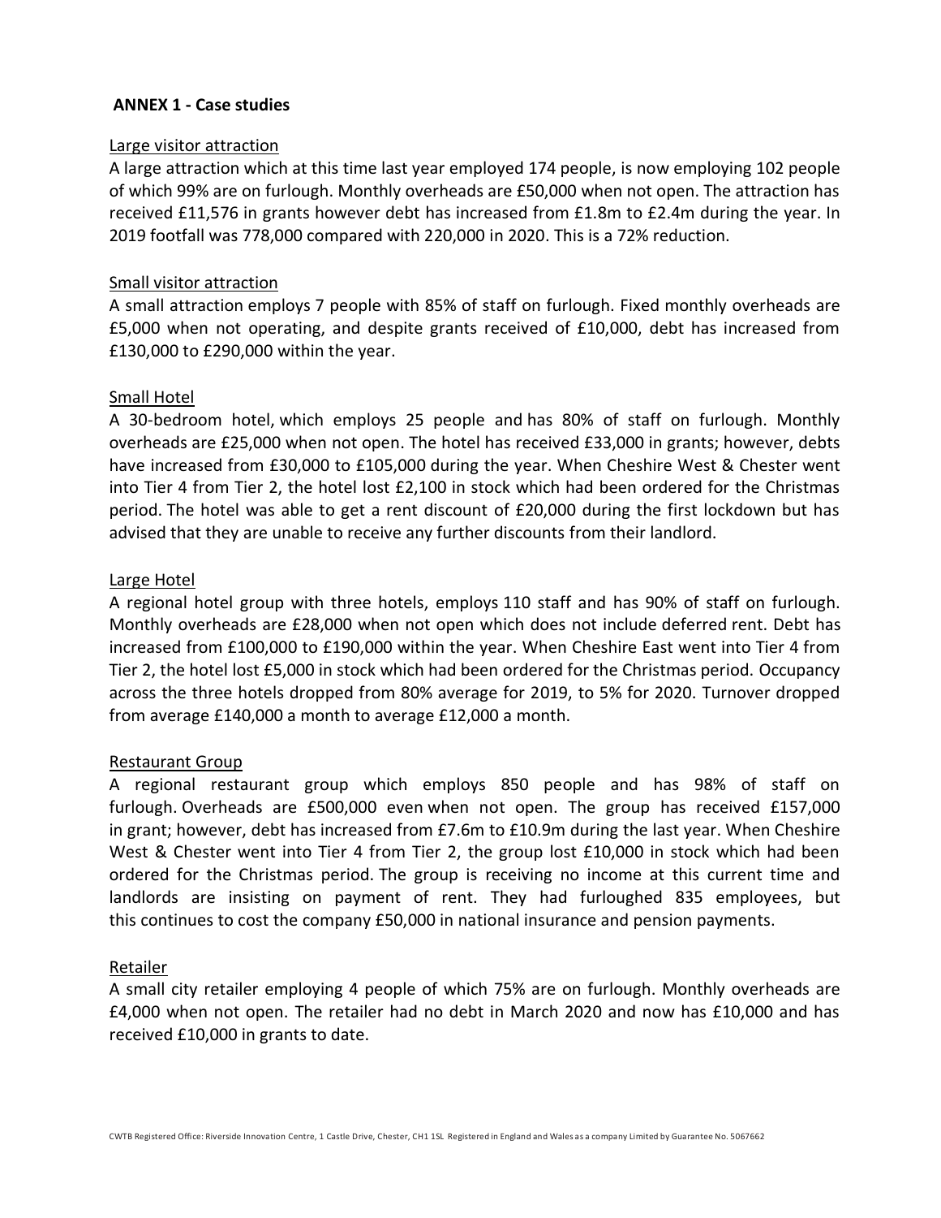## ANNEX 1 - Case studies

### Large visitor attraction

A large attraction which at this time last year employed 174 people, is now employing 102 people of which 99% are on furlough. Monthly overheads are £50,000 when not open. The attraction has received £11,576 in grants however debt has increased from £1.8m to £2.4m during the year. In 2019 footfall was 778,000 compared with 220,000 in 2020. This is a 72% reduction.

### Small visitor attraction

A small attraction employs 7 people with 85% of staff on furlough. Fixed monthly overheads are £5,000 when not operating, and despite grants received of £10,000, debt has increased from £130,000 to £290,000 within the year.

### Small Hotel

A 30-bedroom hotel, which employs 25 people and has 80% of staff on furlough. Monthly overheads are £25,000 when not open. The hotel has received £33,000 in grants; however, debts have increased from £30,000 to £105,000 during the year. When Cheshire West & Chester went into Tier 4 from Tier 2, the hotel lost £2,100 in stock which had been ordered for the Christmas period. The hotel was able to get a rent discount of £20,000 during the first lockdown but has advised that they are unable to receive any further discounts from their landlord.

### Large Hotel

A regional hotel group with three hotels, employs 110 staff and has 90% of staff on furlough. Monthly overheads are £28,000 when not open which does not include deferred rent. Debt has increased from £100,000 to £190,000 within the year. When Cheshire East went into Tier 4 from Tier 2, the hotel lost £5,000 in stock which had been ordered for the Christmas period. Occupancy across the three hotels dropped from 80% average for 2019, to 5% for 2020. Turnover dropped from average £140,000 a month to average £12,000 a month.

### Restaurant Group

A regional restaurant group which employs 850 people and has 98% of staff on furlough. Overheads are £500,000 even when not open. The group has received £157,000 in grant; however, debt has increased from £7.6m to £10.9m during the last year. When Cheshire West & Chester went into Tier 4 from Tier 2, the group lost £10,000 in stock which had been ordered for the Christmas period. The group is receiving no income at this current time and landlords are insisting on payment of rent. They had furloughed 835 employees, but this continues to cost the company £50,000 in national insurance and pension payments.

### Retailer

A small city retailer employing 4 people of which 75% are on furlough. Monthly overheads are £4,000 when not open. The retailer had no debt in March 2020 and now has £10,000 and has received £10,000 in grants to date.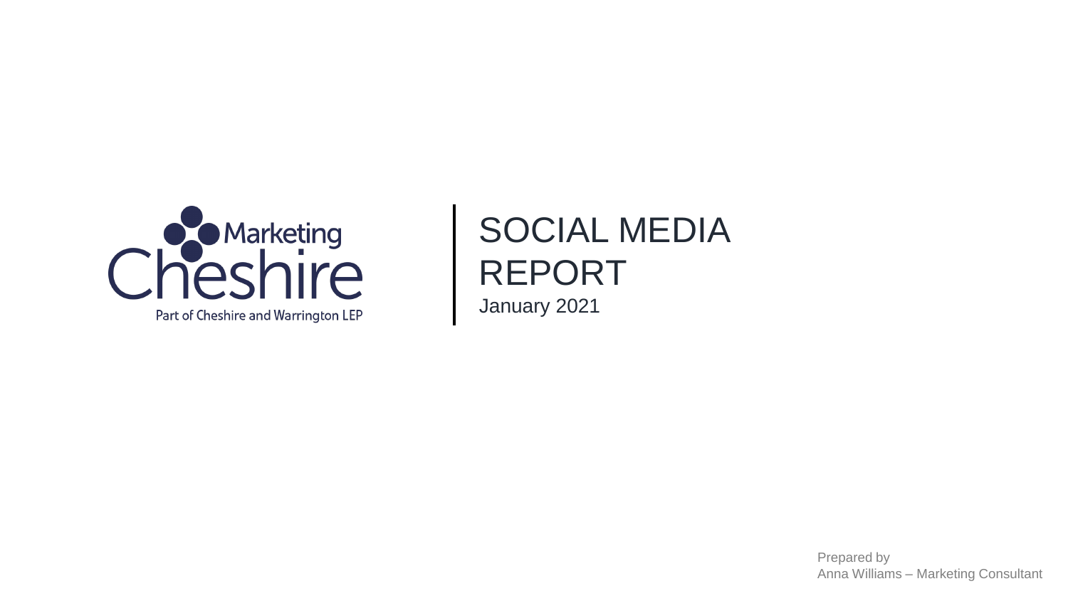Marketing Cheshire

Part of Cheshire and Warrington LEP

# SOCIAL MEDIA REPORT

January 2021

Prepared by
Anna Williams – Marketing Consultant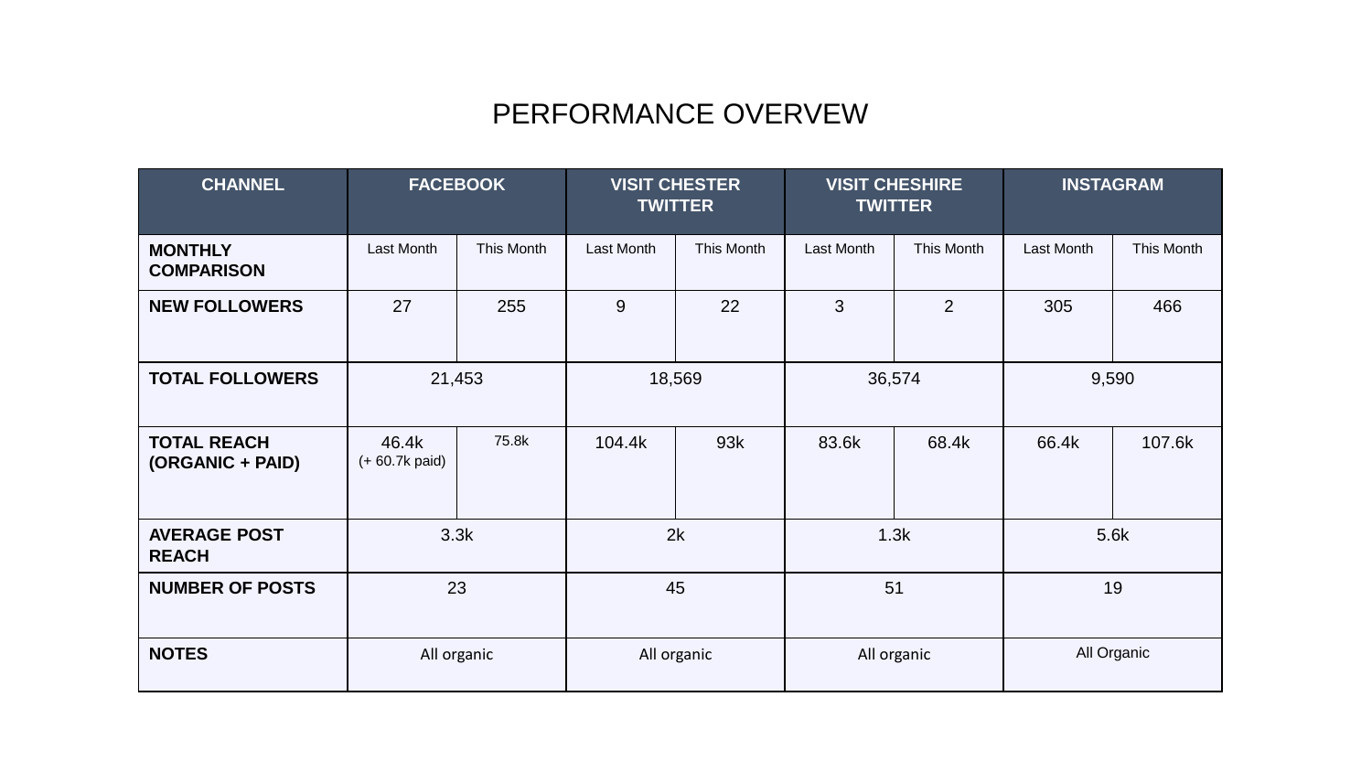# PERFORMANCE OVERVEW

| CHANNEL | FACEBOOK | | VISIT CHESTER TWITTER | | VISIT CHESHIRE TWITTER | | INSTAGRAM | |
|---|---|---|---|---|---|---|---|---|
| **MONTHLY COMPARISON** | Last Month | This Month | Last Month | This Month | Last Month | This Month | Last Month | This Month |
| **NEW FOLLOWERS** | 27 | 255 | 9 | 22 | 3 | 2 | 305 | 466 |
| **TOTAL FOLLOWERS** | 21,453 | | 18,569 | | 36,574 | | 9,590 | |
| **TOTAL REACH (ORGANIC + PAID)** | 46.4k (+ 60.7k paid) | 75.8k | 104.4k | 93k | 83.6k | 68.4k | 66.4k | 107.6k |
| **AVERAGE POST REACH** | 3.3k | | 2k | | 1.3k | | 5.6k | |
| **NUMBER OF POSTS** | 23 | | 45 | | 51 | | 19 | |
| **NOTES** | All organic | | All organic | | All organic | | All Organic | |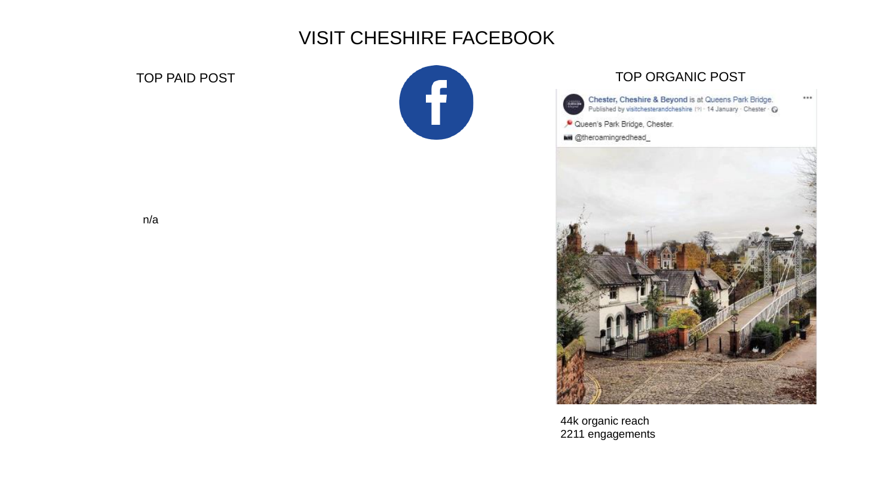# VISIT CHESHIRE FACEBOOK

## TOP PAID POST

n/a

## TOP ORGANIC POST

Chester, Cheshire & Beyond is at Queens Park Bridge.
Published by visitchesterandcheshire · 14 January · Chester

Queen's Park Bridge, Chester.

@theroamingredhead_

44k organic reach
2211 engagements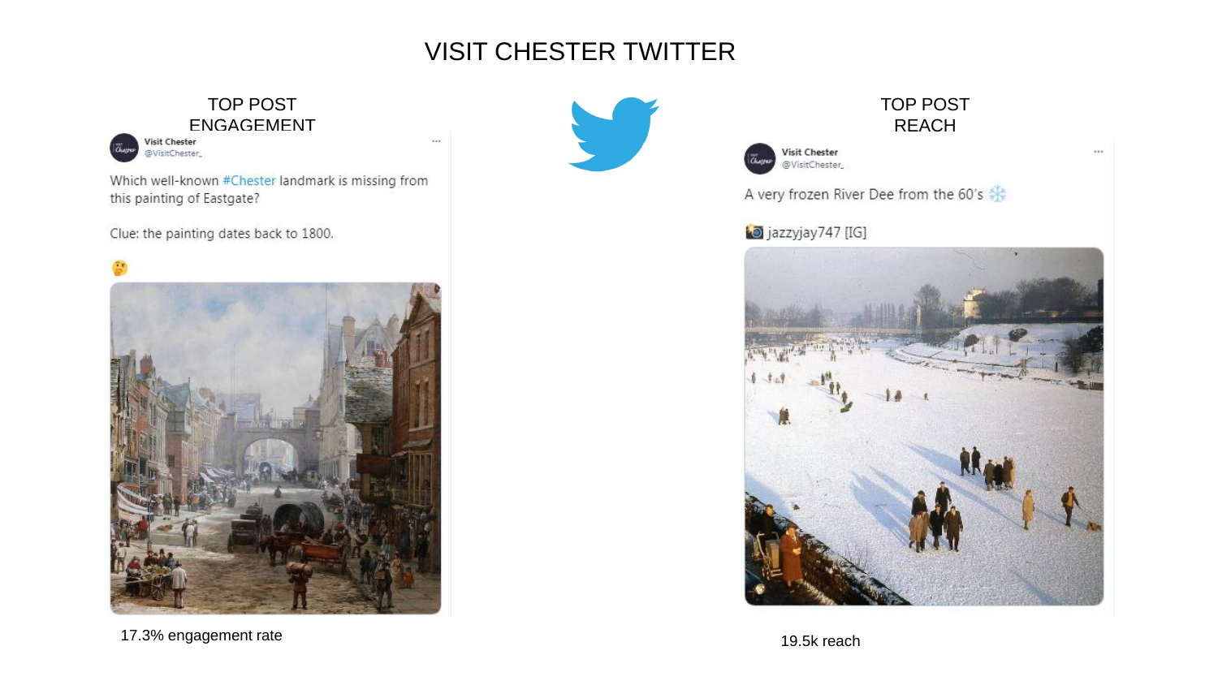# VISIT CHESTER TWITTER

## TOP POST ENGAGEMENT

Visit Chester
@VisitChester_

Which well-known #Chester landmark is missing from this painting of Eastgate?

Clue: the painting dates back to 1800.

🤔

17.3% engagement rate

## TOP POST REACH

Visit Chester
@VisitChester_

A very frozen River Dee from the 60's ❄️

📷 jazzyjay747 [IG]

19.5k reach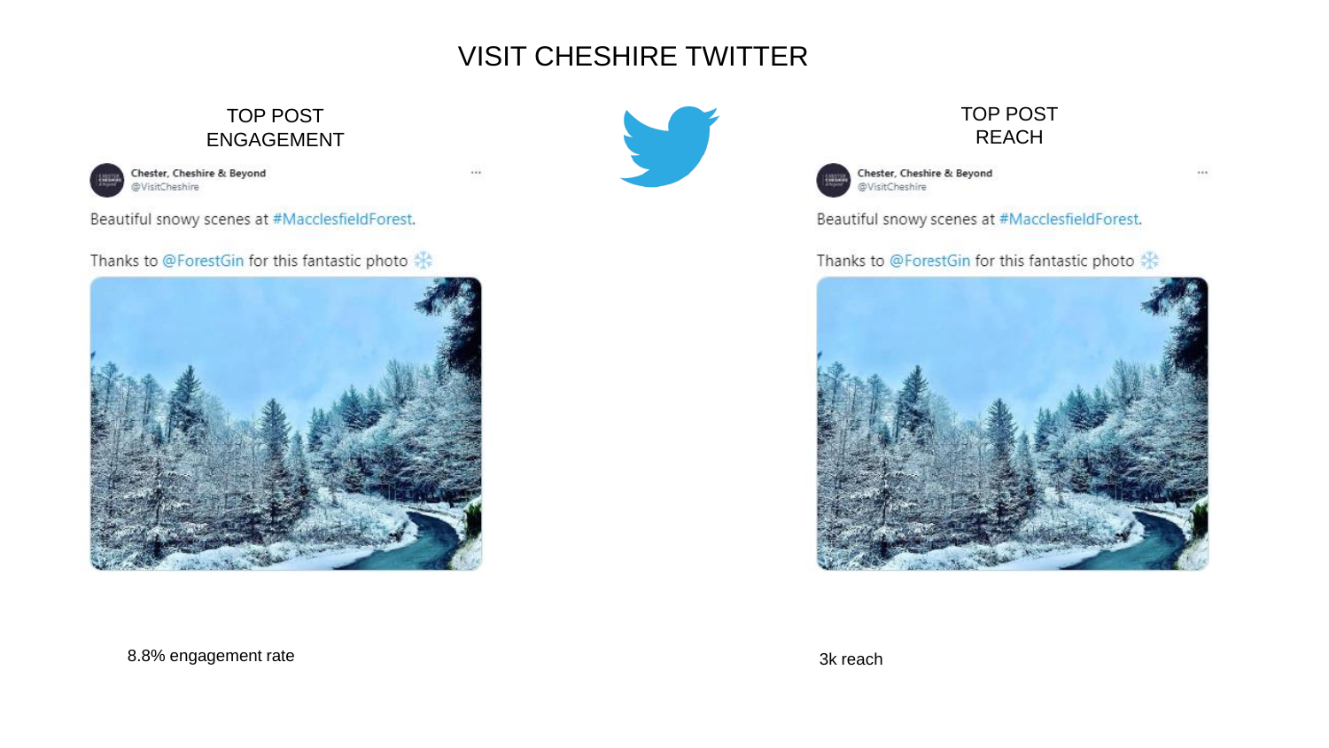# VISIT CHESHIRE TWITTER

## TOP POST ENGAGEMENT

Chester, Cheshire & Beyond
@VisitCheshire

Beautiful snowy scenes at #MacclesfieldForest.

Thanks to @ForestGin for this fantastic photo ❄️

8.8% engagement rate

## TOP POST REACH

Chester, Cheshire & Beyond
@VisitCheshire

Beautiful snowy scenes at #MacclesfieldForest.

Thanks to @ForestGin for this fantastic photo ❄️

3k reach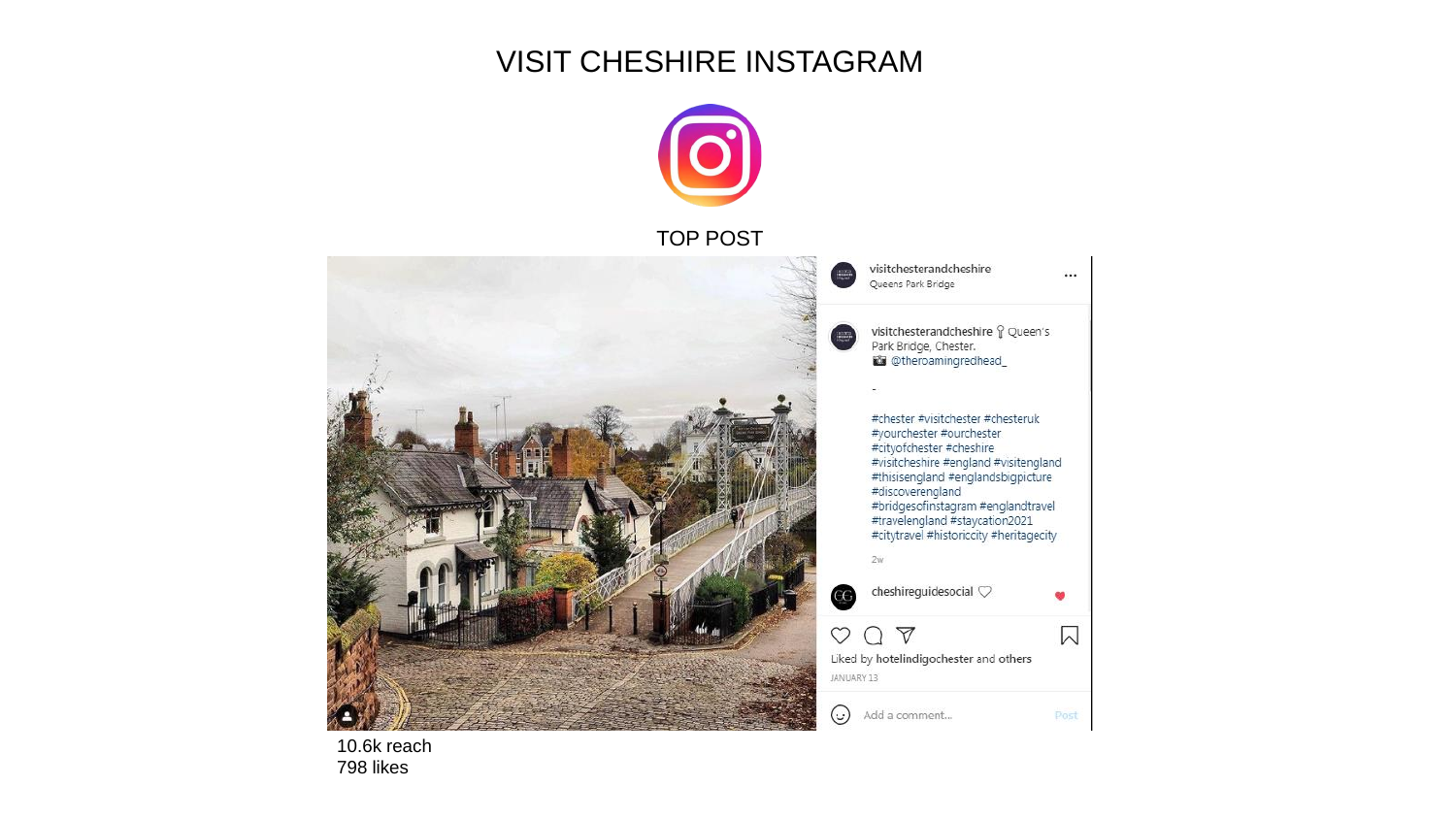# VISIT CHESHIRE INSTAGRAM

## TOP POST

visitchesterandcheshire
Queens Park Bridge

visitchesterandcheshire 📍 Queen's Park Bridge, Chester.
📷 @theroamingredhead_

-

#chester #visitchester #chesteruk #yourchester #ourchester #cityofchester #cheshire #visitcheshire #england #visitengland #thisisengland #englandsbigpicture #discoverengland #bridgesofinstagram #englandtravel #travelengland #staycation2021 #citytravel #historiccity #heritagecity

2w

cheshireguidesocial 🤍

Liked by hotelindigochester and others

JANUARY 13

Add a comment... Post

10.6k reach
798 likes